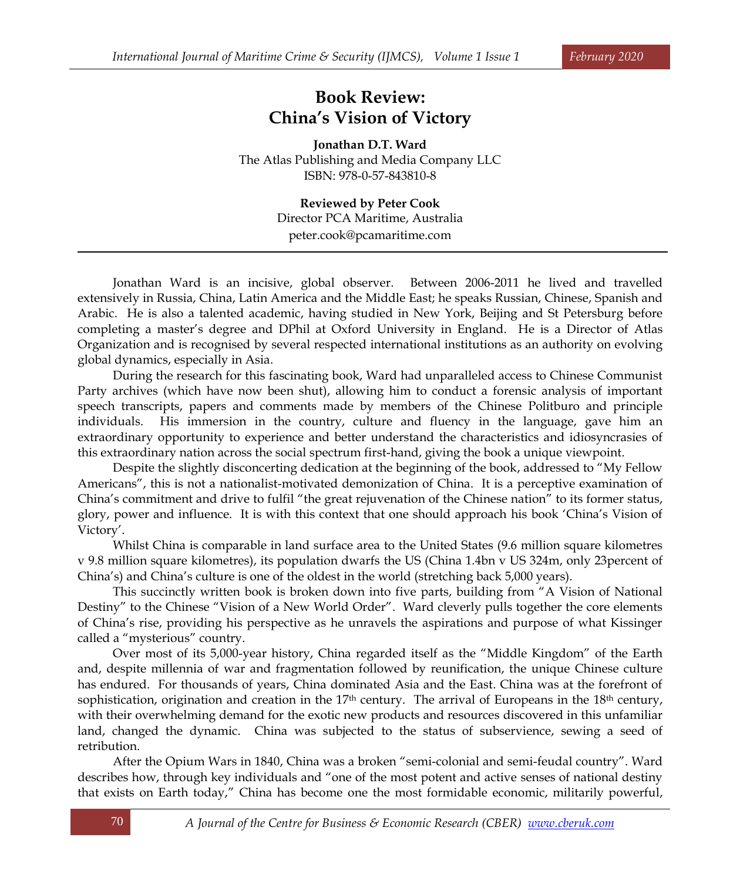# Book Review: China's Vision of Victory

**Jonathan D.T. Ward**
The Atlas Publishing and Media Company LLC
ISBN: 978-0-57-843810-8

**Reviewed by Peter Cook**
Director PCA Maritime, Australia
peter.cook@pcamaritime.com

---

Jonathan Ward is an incisive, global observer. Between 2006-2011 he lived and travelled extensively in Russia, China, Latin America and the Middle East; he speaks Russian, Chinese, Spanish and Arabic. He is also a talented academic, having studied in New York, Beijing and St Petersburg before completing a master's degree and DPhil at Oxford University in England. He is a Director of Atlas Organization and is recognised by several respected international institutions as an authority on evolving global dynamics, especially in Asia.

During the research for this fascinating book, Ward had unparalleled access to Chinese Communist Party archives (which have now been shut), allowing him to conduct a forensic analysis of important speech transcripts, papers and comments made by members of the Chinese Politburo and principle individuals. His immersion in the country, culture and fluency in the language, gave him an extraordinary opportunity to experience and better understand the characteristics and idiosyncrasies of this extraordinary nation across the social spectrum first-hand, giving the book a unique viewpoint.

Despite the slightly disconcerting dedication at the beginning of the book, addressed to "My Fellow Americans", this is not a nationalist-motivated demonization of China. It is a perceptive examination of China's commitment and drive to fulfil "the great rejuvenation of the Chinese nation" to its former status, glory, power and influence. It is with this context that one should approach his book 'China's Vision of Victory'.

Whilst China is comparable in land surface area to the United States (9.6 million square kilometres v 9.8 million square kilometres), its population dwarfs the US (China 1.4bn v US 324m, only 23percent of China's) and China's culture is one of the oldest in the world (stretching back 5,000 years).

This succinctly written book is broken down into five parts, building from "A Vision of National Destiny" to the Chinese "Vision of a New World Order". Ward cleverly pulls together the core elements of China's rise, providing his perspective as he unravels the aspirations and purpose of what Kissinger called a "mysterious" country.

Over most of its 5,000-year history, China regarded itself as the "Middle Kingdom" of the Earth and, despite millennia of war and fragmentation followed by reunification, the unique Chinese culture has endured. For thousands of years, China dominated Asia and the East. China was at the forefront of sophistication, origination and creation in the 17th century. The arrival of Europeans in the 18th century, with their overwhelming demand for the exotic new products and resources discovered in this unfamiliar land, changed the dynamic. China was subjected to the status of subservience, sewing a seed of retribution.

After the Opium Wars in 1840, China was a broken "semi-colonial and semi-feudal country". Ward describes how, through key individuals and "one of the most potent and active senses of national destiny that exists on Earth today," China has become one the most formidable economic, militarily powerful,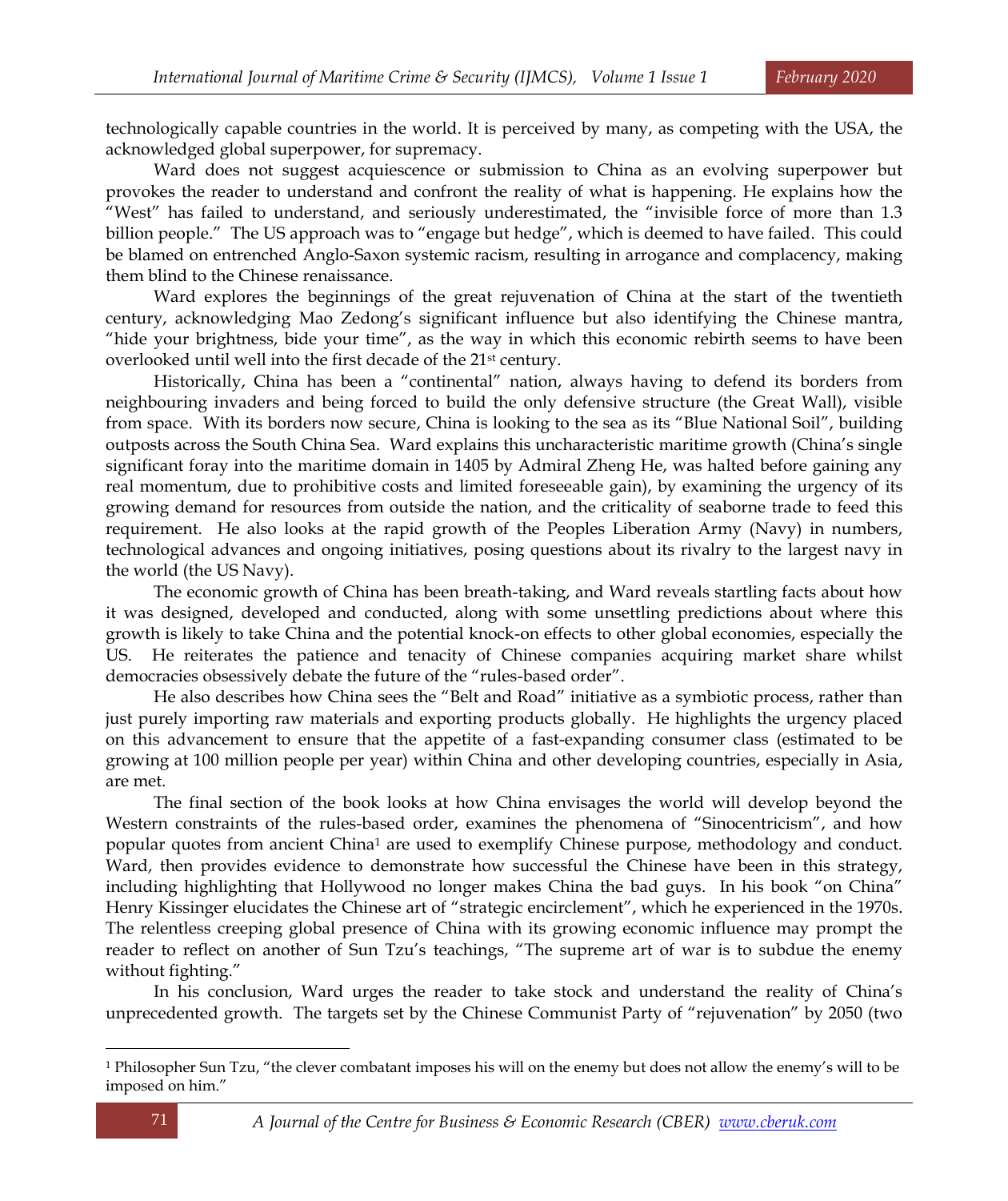technologically capable countries in the world. It is perceived by many, as competing with the USA, the acknowledged global superpower, for supremacy.

Ward does not suggest acquiescence or submission to China as an evolving superpower but provokes the reader to understand and confront the reality of what is happening. He explains how the "West" has failed to understand, and seriously underestimated, the "invisible force of more than 1.3 billion people." The US approach was to "engage but hedge", which is deemed to have failed. This could be blamed on entrenched Anglo-Saxon systemic racism, resulting in arrogance and complacency, making them blind to the Chinese renaissance.

Ward explores the beginnings of the great rejuvenation of China at the start of the twentieth century, acknowledging Mao Zedong's significant influence but also identifying the Chinese mantra, "hide your brightness, bide your time", as the way in which this economic rebirth seems to have been overlooked until well into the first decade of the 21st century.

Historically, China has been a "continental" nation, always having to defend its borders from neighbouring invaders and being forced to build the only defensive structure (the Great Wall), visible from space. With its borders now secure, China is looking to the sea as its "Blue National Soil", building outposts across the South China Sea. Ward explains this uncharacteristic maritime growth (China's single significant foray into the maritime domain in 1405 by Admiral Zheng He, was halted before gaining any real momentum, due to prohibitive costs and limited foreseeable gain), by examining the urgency of its growing demand for resources from outside the nation, and the criticality of seaborne trade to feed this requirement. He also looks at the rapid growth of the Peoples Liberation Army (Navy) in numbers, technological advances and ongoing initiatives, posing questions about its rivalry to the largest navy in the world (the US Navy).

The economic growth of China has been breath-taking, and Ward reveals startling facts about how it was designed, developed and conducted, along with some unsettling predictions about where this growth is likely to take China and the potential knock-on effects to other global economies, especially the US. He reiterates the patience and tenacity of Chinese companies acquiring market share whilst democracies obsessively debate the future of the "rules-based order".

He also describes how China sees the "Belt and Road" initiative as a symbiotic process, rather than just purely importing raw materials and exporting products globally. He highlights the urgency placed on this advancement to ensure that the appetite of a fast-expanding consumer class (estimated to be growing at 100 million people per year) within China and other developing countries, especially in Asia, are met.

The final section of the book looks at how China envisages the world will develop beyond the Western constraints of the rules-based order, examines the phenomena of "Sinocentricism", and how popular quotes from ancient China[1] are used to exemplify Chinese purpose, methodology and conduct. Ward, then provides evidence to demonstrate how successful the Chinese have been in this strategy, including highlighting that Hollywood no longer makes China the bad guys. In his book "on China" Henry Kissinger elucidates the Chinese art of "strategic encirclement", which he experienced in the 1970s. The relentless creeping global presence of China with its growing economic influence may prompt the reader to reflect on another of Sun Tzu's teachings, "The supreme art of war is to subdue the enemy without fighting."

In his conclusion, Ward urges the reader to take stock and understand the reality of China's unprecedented growth. The targets set by the Chinese Communist Party of "rejuvenation" by 2050 (two

---

[1] Philosopher Sun Tzu, "the clever combatant imposes his will on the enemy but does not allow the enemy's will to be imposed on him."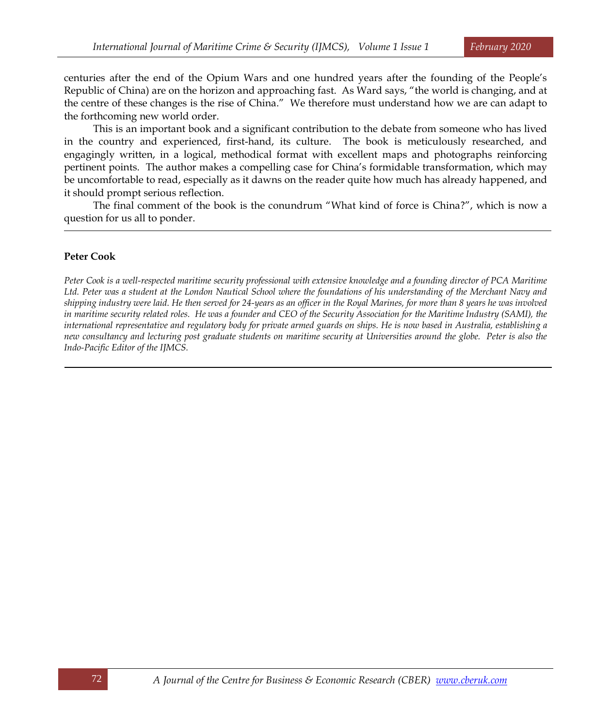centuries after the end of the Opium Wars and one hundred years after the founding of the People's Republic of China) are on the horizon and approaching fast. As Ward says, "the world is changing, and at the centre of these changes is the rise of China." We therefore must understand how we are can adapt to the forthcoming new world order.

This is an important book and a significant contribution to the debate from someone who has lived in the country and experienced, first-hand, its culture. The book is meticulously researched, and engagingly written, in a logical, methodical format with excellent maps and photographs reinforcing pertinent points. The author makes a compelling case for China's formidable transformation, which may be uncomfortable to read, especially as it dawns on the reader quite how much has already happened, and it should prompt serious reflection.

The final comment of the book is the conundrum "What kind of force is China?", which is now a question for us all to ponder.

---

**Peter Cook**

*Peter Cook is a well-respected maritime security professional with extensive knowledge and a founding director of PCA Maritime Ltd. Peter was a student at the London Nautical School where the foundations of his understanding of the Merchant Navy and shipping industry were laid. He then served for 24-years as an officer in the Royal Marines, for more than 8 years he was involved in maritime security related roles. He was a founder and CEO of the Security Association for the Maritime Industry (SAMI), the international representative and regulatory body for private armed guards on ships. He is now based in Australia, establishing a new consultancy and lecturing post graduate students on maritime security at Universities around the globe. Peter is also the Indo-Pacific Editor of the IJMCS.*

---